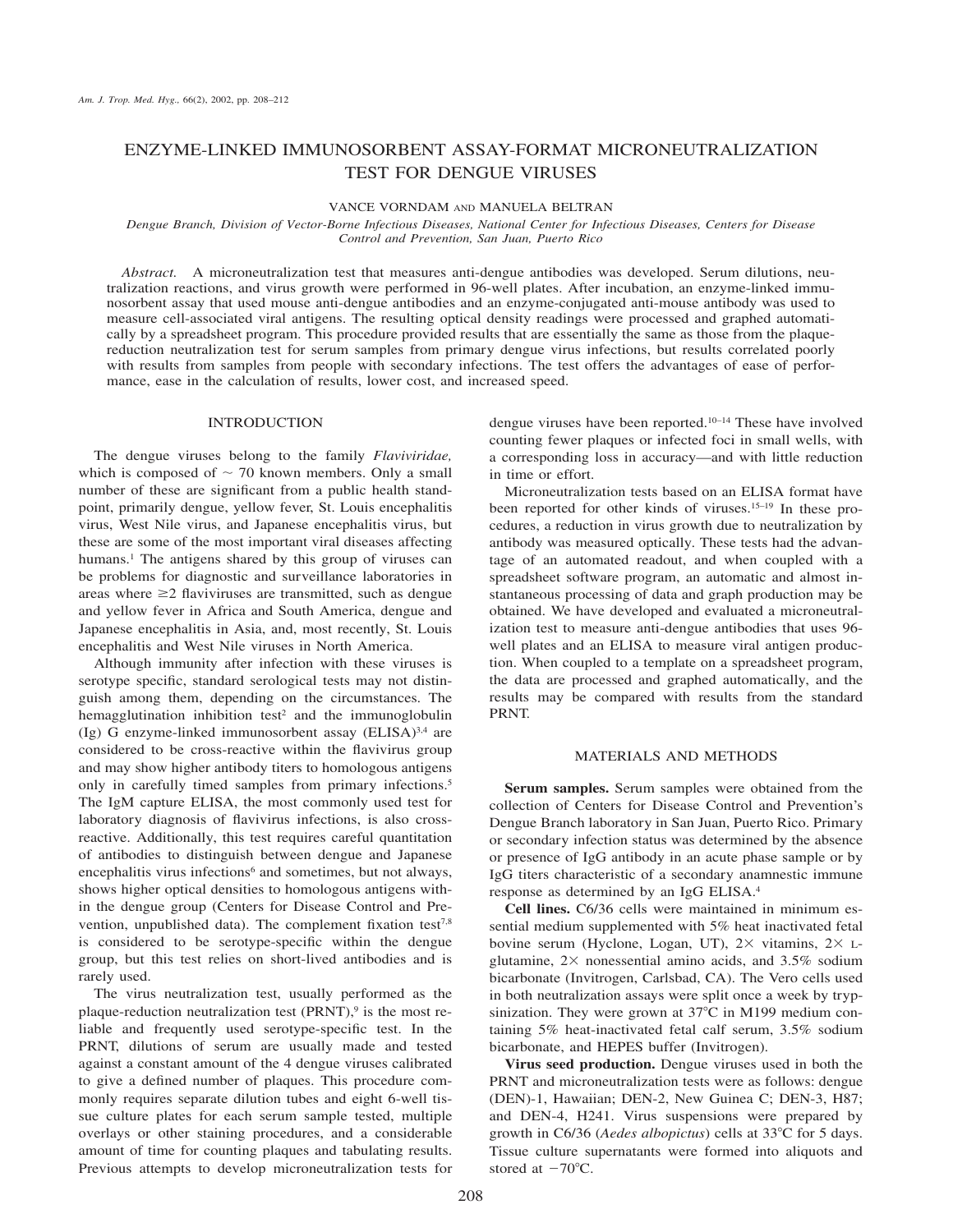# ENZYME-LINKED IMMUNOSORBENT ASSAY-FORMAT MICRONEUTRALIZATION TEST FOR DENGUE VIRUSES

VANCE VORNDAM AND MANUELA BELTRAN

*Dengue Branch, Division of Vector-Borne Infectious Diseases, National Center for Infectious Diseases, Centers for Disease Control and Prevention, San Juan, Puerto Rico*

*Abstract.* A microneutralization test that measures anti-dengue antibodies was developed. Serum dilutions, neutralization reactions, and virus growth were performed in 96-well plates. After incubation, an enzyme-linked immunosorbent assay that used mouse anti-dengue antibodies and an enzyme-conjugated anti-mouse antibody was used to measure cell-associated viral antigens. The resulting optical density readings were processed and graphed automatically by a spreadsheet program. This procedure provided results that are essentially the same as those from the plaque-reduction neutralization test for serum samples from primary dengue virus infections, but results correlated poorly with results from samples from people with secondary infections. The test offers the advantages of ease of performance, ease in the calculation of results, lower cost, and increased speed.

## INTRODUCTION

The dengue viruses belong to the family *Flaviviridae,* which is composed of ~ 70 known members. Only a small number of these are significant from a public health standpoint, primarily dengue, yellow fever, St. Louis encephalitis virus, West Nile virus, and Japanese encephalitis virus, but these are some of the most important viral diseases affecting humans.[1] The antigens shared by this group of viruses can be problems for diagnostic and surveillance laboratories in areas where ≥2 flaviviruses are transmitted, such as dengue and yellow fever in Africa and South America, dengue and Japanese encephalitis in Asia, and, most recently, St. Louis encephalitis and West Nile viruses in North America.

Although immunity after infection with these viruses is serotype specific, standard serological tests may not distinguish among them, depending on the circumstances. The hemagglutination inhibition test[2] and the immunoglobulin (Ig) G enzyme-linked immunosorbent assay (ELISA)[3,4] are considered to be cross-reactive within the flavivirus group and may show higher antibody titers to homologous antigens only in carefully timed samples from primary infections.[5] The IgM capture ELISA, the most commonly used test for laboratory diagnosis of flavivirus infections, is also cross-reactive. Additionally, this test requires careful quantitation of antibodies to distinguish between dengue and Japanese encephalitis virus infections[6] and sometimes, but not always, shows higher optical densities to homologous antigens within the dengue group (Centers for Disease Control and Prevention, unpublished data). The complement fixation test[7,8] is considered to be serotype-specific within the dengue group, but this test relies on short-lived antibodies and is rarely used.

The virus neutralization test, usually performed as the plaque-reduction neutralization test (PRNT),[9] is the most reliable and frequently used serotype-specific test. In the PRNT, dilutions of serum are usually made and tested against a constant amount of the 4 dengue viruses calibrated to give a defined number of plaques. This procedure commonly requires separate dilution tubes and eight 6-well tissue culture plates for each serum sample tested, multiple overlays or other staining procedures, and a considerable amount of time for counting plaques and tabulating results. Previous attempts to develop microneutralization tests for dengue viruses have been reported.[10–14] These have involved counting fewer plaques or infected foci in small wells, with a corresponding loss in accuracy—and with little reduction in time or effort.

Microneutralization tests based on an ELISA format have been reported for other kinds of viruses.[15–19] In these procedures, a reduction in virus growth due to neutralization by antibody was measured optically. These tests had the advantage of an automated readout, and when coupled with a spreadsheet software program, an automatic and almost instantaneous processing of data and graph production may be obtained. We have developed and evaluated a microneutralization test to measure anti-dengue antibodies that uses 96-well plates and an ELISA to measure viral antigen production. When coupled to a template on a spreadsheet program, the data are processed and graphed automatically, and the results may be compared with results from the standard PRNT.

## MATERIALS AND METHODS

**Serum samples.** Serum samples were obtained from the collection of Centers for Disease Control and Prevention's Dengue Branch laboratory in San Juan, Puerto Rico. Primary or secondary infection status was determined by the absence or presence of IgG antibody in an acute phase sample or by IgG titers characteristic of a secondary anamnestic immune response as determined by an IgG ELISA.[4]

**Cell lines.** C6/36 cells were maintained in minimum essential medium supplemented with 5% heat inactivated fetal bovine serum (Hyclone, Logan, UT), 2× vitamins, 2× L-glutamine, 2× nonessential amino acids, and 3.5% sodium bicarbonate (Invitrogen, Carlsbad, CA). The Vero cells used in both neutralization assays were split once a week by trypsinization. They were grown at 37°C in M199 medium containing 5% heat-inactivated fetal calf serum, 3.5% sodium bicarbonate, and HEPES buffer (Invitrogen).

**Virus seed production.** Dengue viruses used in both the PRNT and microneutralization tests were as follows: dengue (DEN)-1, Hawaiian; DEN-2, New Guinea C; DEN-3, H87; and DEN-4, H241. Virus suspensions were prepared by growth in C6/36 (*Aedes albopictus*) cells at 33°C for 5 days. Tissue culture supernatants were formed into aliquots and stored at −70°C.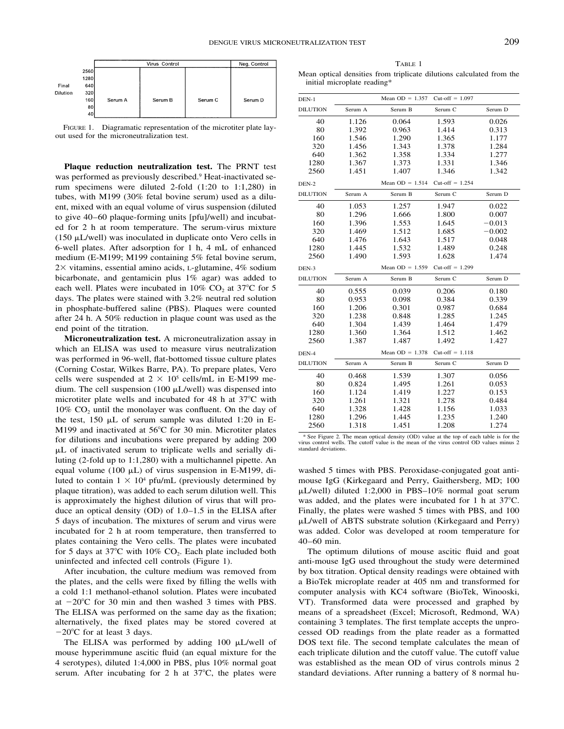|  |  | Virus Control |  |  | Neg. Control |
|---|---|---|---|---|---|
| Final Dilution | 2560 | Serum A | Serum B | Serum C | Serum D |
|  | 1280 |  |  |  |  |
|  | 640 |  |  |  |  |
|  | 320 |  |  |  |  |
|  | 160 |  |  |  |  |
|  | 80 |  |  |  |  |
|  | 40 |  |  |  |  |

FIGURE 1. Diagramatic representation of the microtiter plate layout used for the microneutralization test.

**Plaque reduction neutralization test.** The PRNT test was performed as previously described.[9] Heat-inactivated serum specimens were diluted 2-fold (1:20 to 1:1,280) in tubes, with M199 (30% fetal bovine serum) used as a diluent, mixed with an equal volume of virus suspension (diluted to give 40–60 plaque-forming units [pfu]/well) and incubated for 2 h at room temperature. The serum-virus mixture (150 μL/well) was inoculated in duplicate onto Vero cells in 6-well plates. After adsorption for 1 h, 4 mL of enhanced medium (E-M199; M199 containing 5% fetal bovine serum, 2× vitamins, essential amino acids, L-glutamine, 4% sodium bicarbonate, and gentamicin plus 1% agar) was added to each well. Plates were incubated in 10% $CO_2$ at 37°C for 5 days. The plates were stained with 3.2% neutral red solution in phosphate-buffered saline (PBS). Plaques were counted after 24 h. A 50% reduction in plaque count was used as the end point of the titration.

**Microneutralization test.** A microneutralization assay in which an ELISA was used to measure virus neutralization was performed in 96-well, flat-bottomed tissue culture plates (Corning Costar, Wilkes Barre, PA). To prepare plates, Vero cells were suspended at $2 \times 10^5$ cells/mL in E-M199 medium. The cell suspension (100 μL/well) was dispensed into microtiter plate wells and incubated for 48 h at 37°C with 10% $CO_2$ until the monolayer was confluent. On the day of the test, 150 μL of serum sample was diluted 1:20 in E-M199 and inactivated at 56°C for 30 min. Microtiter plates for dilutions and incubations were prepared by adding 200 μL of inactivated serum to triplicate wells and serially diluting (2-fold up to 1:1,280) with a multichannel pipette. An equal volume (100 μL) of virus suspension in E-M199, diluted to contain $1 \times 10^4$ pfu/mL (previously determined by plaque titration), was added to each serum dilution well. This is approximately the highest dilution of virus that will produce an optical density (OD) of 1.0–1.5 in the ELISA after 5 days of incubation. The mixtures of serum and virus were incubated for 2 h at room temperature, then transferred to plates containing the Vero cells. The plates were incubated for 5 days at 37°C with 10% $CO_2$. Each plate included both uninfected and infected cell controls (Figure 1).

After incubation, the culture medium was removed from the plates, and the cells were fixed by filling the wells with a cold 1:1 methanol-ethanol solution. Plates were incubated at −20°C for 30 min and then washed 3 times with PBS. The ELISA was performed on the same day as the fixation; alternatively, the fixed plates may be stored covered at −20°C for at least 3 days.

The ELISA was performed by adding 100 μL/well of mouse hyperimmune ascitic fluid (an equal mixture for the 4 serotypes), diluted 1:4,000 in PBS, plus 10% normal goat serum. After incubating for 2 h at 37°C, the plates were washed 5 times with PBS. Peroxidase-conjugated goat anti-mouse IgG (Kirkegaard and Perry, Gaithersberg, MD; 100 μL/well) diluted 1:2,000 in PBS–10% normal goat serum was added, and the plates were incubated for 1 h at 37°C. Finally, the plates were washed 5 times with PBS, and 100 μL/well of ABTS substrate solution (Kirkegaard and Perry) was added. Color was developed at room temperature for 40–60 min.

The optimum dilutions of mouse ascitic fluid and goat anti-mouse IgG used throughout the study were determined by box titration. Optical density readings were obtained with a BioTek microplate reader at 405 nm and transformed for computer analysis with KC4 software (BioTek, Winooski, VT). Transformed data were processed and graphed by means of a spreadsheet (Excel; Microsoft, Redmond, WA) containing 3 templates. The first template accepts the unprocessed OD readings from the plate reader as a formatted DOS text file. The second template calculates the mean of each triplicate dilution and the cutoff value. The cutoff value was established as the mean OD of virus controls minus 2 standard deviations. After running a battery of 8 normal hu-

TABLE 1
Mean optical densities from triplicate dilutions calculated from the initial microplate reading*

| DEN-1 | Mean OD = 1.357 | Cut-off = 1.097 | | |
|---|---|---|---|---|
| DILUTION | Serum A | Serum B | Serum C | Serum D |
| 40 | 1.126 | 0.064 | 1.593 | 0.026 |
| 80 | 1.392 | 0.963 | 1.414 | 0.313 |
| 160 | 1.546 | 1.290 | 1.365 | 1.177 |
| 320 | 1.456 | 1.343 | 1.378 | 1.284 |
| 640 | 1.362 | 1.358 | 1.334 | 1.277 |
| 1280 | 1.367 | 1.373 | 1.331 | 1.346 |
| 2560 | 1.451 | 1.407 | 1.346 | 1.342 |
| **DEN-2** | Mean OD = 1.514 | Cut-off = 1.254 | | |
| DILUTION | Serum A | Serum B | Serum C | Serum D |
| 40 | 1.053 | 1.257 | 1.947 | 0.022 |
| 80 | 1.296 | 1.666 | 1.800 | 0.007 |
| 160 | 1.396 | 1.553 | 1.645 | −0.013 |
| 320 | 1.469 | 1.512 | 1.685 | −0.002 |
| 640 | 1.476 | 1.643 | 1.517 | 0.048 |
| 1280 | 1.445 | 1.532 | 1.489 | 0.248 |
| 2560 | 1.490 | 1.593 | 1.628 | 1.474 |
| **DEN-3** | Mean OD = 1.559 | Cut-off = 1.299 | | |
| DILUTION | Serum A | Serum B | Serum C | Serum D |
| 40 | 0.555 | 0.039 | 0.206 | 0.180 |
| 80 | 0.953 | 0.098 | 0.384 | 0.339 |
| 160 | 1.206 | 0.301 | 0.987 | 0.684 |
| 320 | 1.238 | 0.848 | 1.285 | 1.245 |
| 640 | 1.304 | 1.439 | 1.464 | 1.479 |
| 1280 | 1.360 | 1.364 | 1.512 | 1.462 |
| 2560 | 1.387 | 1.487 | 1.492 | 1.427 |
| **DEN-4** | Mean OD = 1.378 | Cut-off = 1.118 | | |
| DILUTION | Serum A | Serum B | Serum C | Serum D |
| 40 | 0.468 | 1.539 | 1.307 | 0.056 |
| 80 | 0.824 | 1.495 | 1.261 | 0.053 |
| 160 | 1.124 | 1.419 | 1.227 | 0.153 |
| 320 | 1.261 | 1.321 | 1.278 | 0.484 |
| 640 | 1.328 | 1.428 | 1.156 | 1.033 |
| 1280 | 1.296 | 1.445 | 1.235 | 1.240 |
| 2560 | 1.318 | 1.451 | 1.208 | 1.274 |

* See Figure 2. The mean optical density (OD) value at the top of each table is for the virus control wells. The cutoff value is the mean of the virus control OD values minus 2 standard deviations.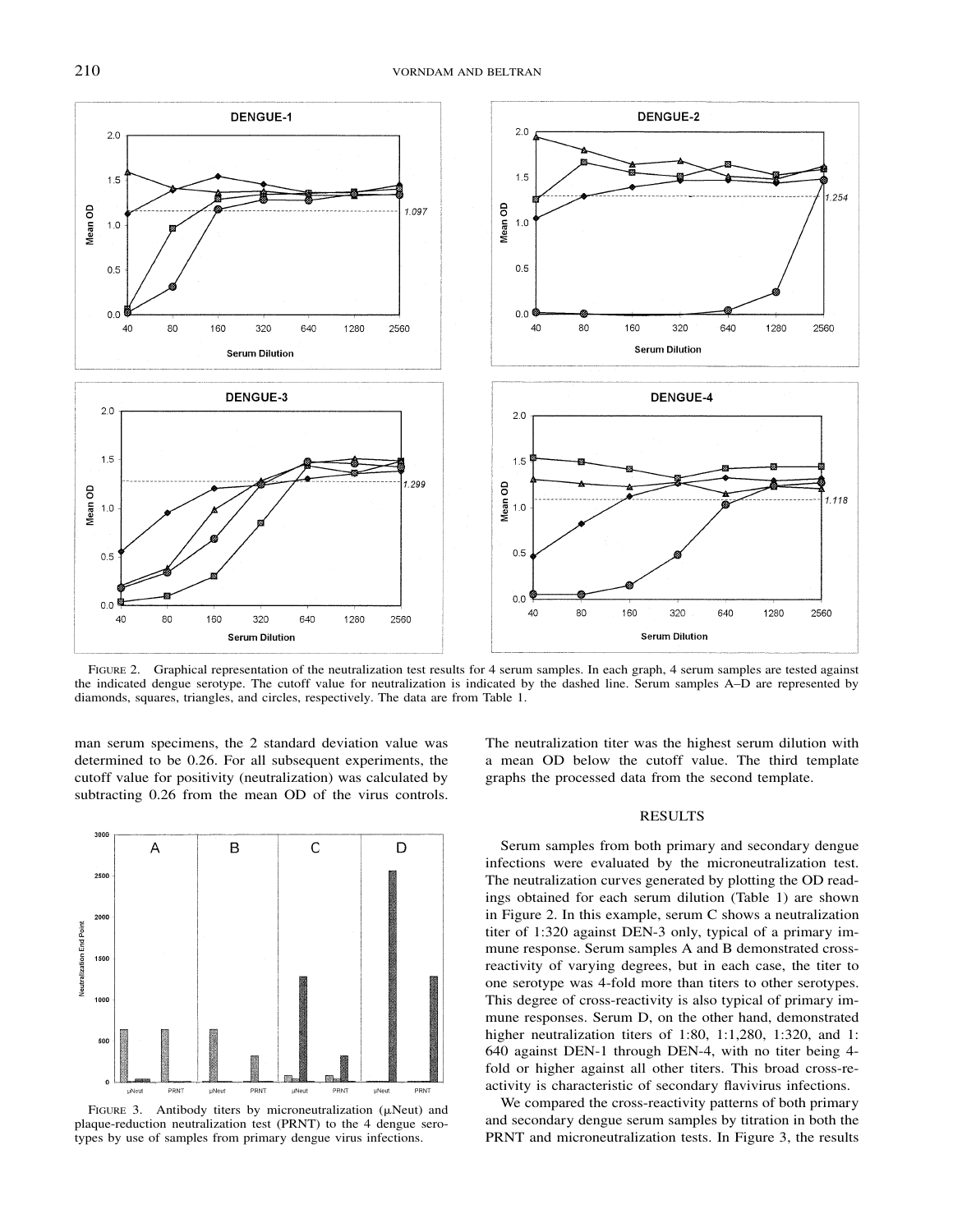FIGURE 2. Graphical representation of the neutralization test results for 4 serum samples. In each graph, 4 serum samples are tested against the indicated dengue serotype. The cutoff value for neutralization is indicated by the dashed line. Serum samples A–D are represented by diamonds, squares, triangles, and circles, respectively. The data are from Table 1.

man serum specimens, the 2 standard deviation value was determined to be 0.26. For all subsequent experiments, the cutoff value for positivity (neutralization) was calculated by subtracting 0.26 from the mean OD of the virus controls. The neutralization titer was the highest serum dilution with a mean OD below the cutoff value. The third template graphs the processed data from the second template.

FIGURE 3. Antibody titers by microneutralization (μNeut) and plaque-reduction neutralization test (PRNT) to the 4 dengue serotypes by use of samples from primary dengue virus infections.

## RESULTS

Serum samples from both primary and secondary dengue infections were evaluated by the microneutralization test. The neutralization curves generated by plotting the OD readings obtained for each serum dilution (Table 1) are shown in Figure 2. In this example, serum C shows a neutralization titer of 1:320 against DEN-3 only, typical of a primary immune response. Serum samples A and B demonstrated cross-reactivity of varying degrees, but in each case, the titer to one serotype was 4-fold more than titers to other serotypes. This degree of cross-reactivity is also typical of primary immune responses. Serum D, on the other hand, demonstrated higher neutralization titers of 1:80, 1:1,280, 1:320, and 1:640 against DEN-1 through DEN-4, with no titer being 4-fold or higher against all other titers. This broad cross-reactivity is characteristic of secondary flavivirus infections.

We compared the cross-reactivity patterns of both primary and secondary dengue serum samples by titration in both the PRNT and microneutralization tests. In Figure 3, the results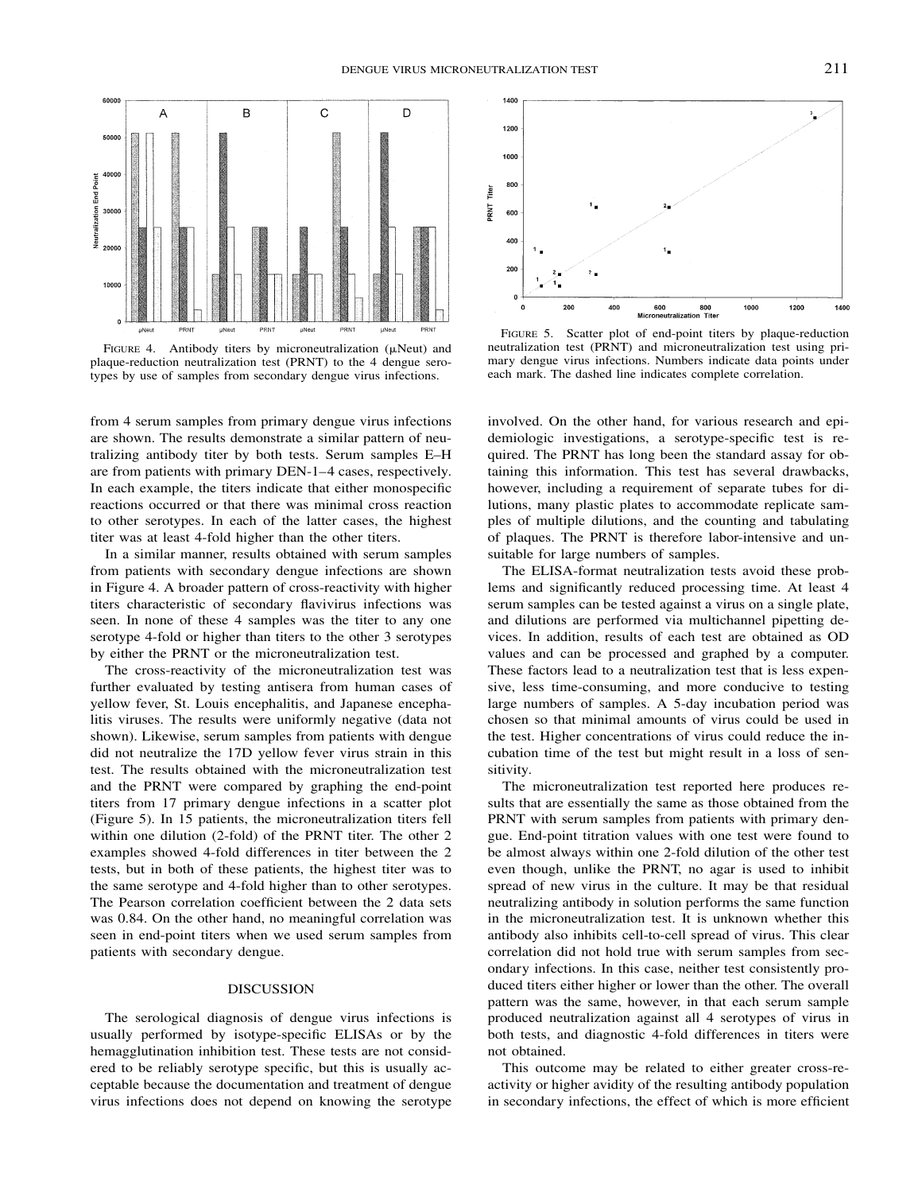FIGURE 4. Antibody titers by microneutralization (μNeut) and plaque-reduction neutralization test (PRNT) to the 4 dengue serotypes by use of samples from secondary dengue virus infections.

FIGURE 5. Scatter plot of end-point titers by plaque-reduction neutralization test (PRNT) and microneutralization test using primary dengue virus infections. Numbers indicate data points under each mark. The dashed line indicates complete correlation.

from 4 serum samples from primary dengue virus infections are shown. The results demonstrate a similar pattern of neutralizing antibody titer by both tests. Serum samples E–H are from patients with primary DEN-1–4 cases, respectively. In each example, the titers indicate that either monospecific reactions occurred or that there was minimal cross reaction to other serotypes. In each of the latter cases, the highest titer was at least 4-fold higher than the other titers.

In a similar manner, results obtained with serum samples from patients with secondary dengue infections are shown in Figure 4. A broader pattern of cross-reactivity with higher titers characteristic of secondary flavivirus infections was seen. In none of these 4 samples was the titer to any one serotype 4-fold or higher than titers to the other 3 serotypes by either the PRNT or the microneutralization test.

The cross-reactivity of the microneutralization test was further evaluated by testing antisera from human cases of yellow fever, St. Louis encephalitis, and Japanese encephalitis viruses. The results were uniformly negative (data not shown). Likewise, serum samples from patients with dengue did not neutralize the 17D yellow fever virus strain in this test. The results obtained with the microneutralization test and the PRNT were compared by graphing the end-point titers from 17 primary dengue infections in a scatter plot (Figure 5). In 15 patients, the microneutralization titers fell within one dilution (2-fold) of the PRNT titer. The other 2 examples showed 4-fold differences in titer between the 2 tests, but in both of these patients, the highest titer was to the same serotype and 4-fold higher than to other serotypes. The Pearson correlation coefficient between the 2 data sets was 0.84. On the other hand, no meaningful correlation was seen in end-point titers when we used serum samples from patients with secondary dengue.

## DISCUSSION

The serological diagnosis of dengue virus infections is usually performed by isotype-specific ELISAs or by the hemagglutination inhibition test. These tests are not considered to be reliably serotype specific, but this is usually acceptable because the documentation and treatment of dengue virus infections does not depend on knowing the serotype involved. On the other hand, for various research and epidemiologic investigations, a serotype-specific test is required. The PRNT has long been the standard assay for obtaining this information. This test has several drawbacks, however, including a requirement of separate tubes for dilutions, many plastic plates to accommodate replicate samples of multiple dilutions, and the counting and tabulating of plaques. The PRNT is therefore labor-intensive and unsuitable for large numbers of samples.

The ELISA-format neutralization tests avoid these problems and significantly reduced processing time. At least 4 serum samples can be tested against a virus on a single plate, and dilutions are performed via multichannel pipetting devices. In addition, results of each test are obtained as OD values and can be processed and graphed by a computer. These factors lead to a neutralization test that is less expensive, less time-consuming, and more conducive to testing large numbers of samples. A 5-day incubation period was chosen so that minimal amounts of virus could be used in the test. Higher concentrations of virus could reduce the incubation time of the test but might result in a loss of sensitivity.

The microneutralization test reported here produces results that are essentially the same as those obtained from the PRNT with serum samples from patients with primary dengue. End-point titration values with one test were found to be almost always within one 2-fold dilution of the other test even though, unlike the PRNT, no agar is used to inhibit spread of new virus in the culture. It may be that residual neutralizing antibody in solution performs the same function in the microneutralization test. It is unknown whether this antibody also inhibits cell-to-cell spread of virus. This clear correlation did not hold true with serum samples from secondary infections. In this case, neither test consistently produced titers either higher or lower than the other. The overall pattern was the same, however, in that each serum sample produced neutralization against all 4 serotypes of virus in both tests, and diagnostic 4-fold differences in titers were not obtained.

This outcome may be related to either greater cross-reactivity or higher avidity of the resulting antibody population in secondary infections, the effect of which is more efficient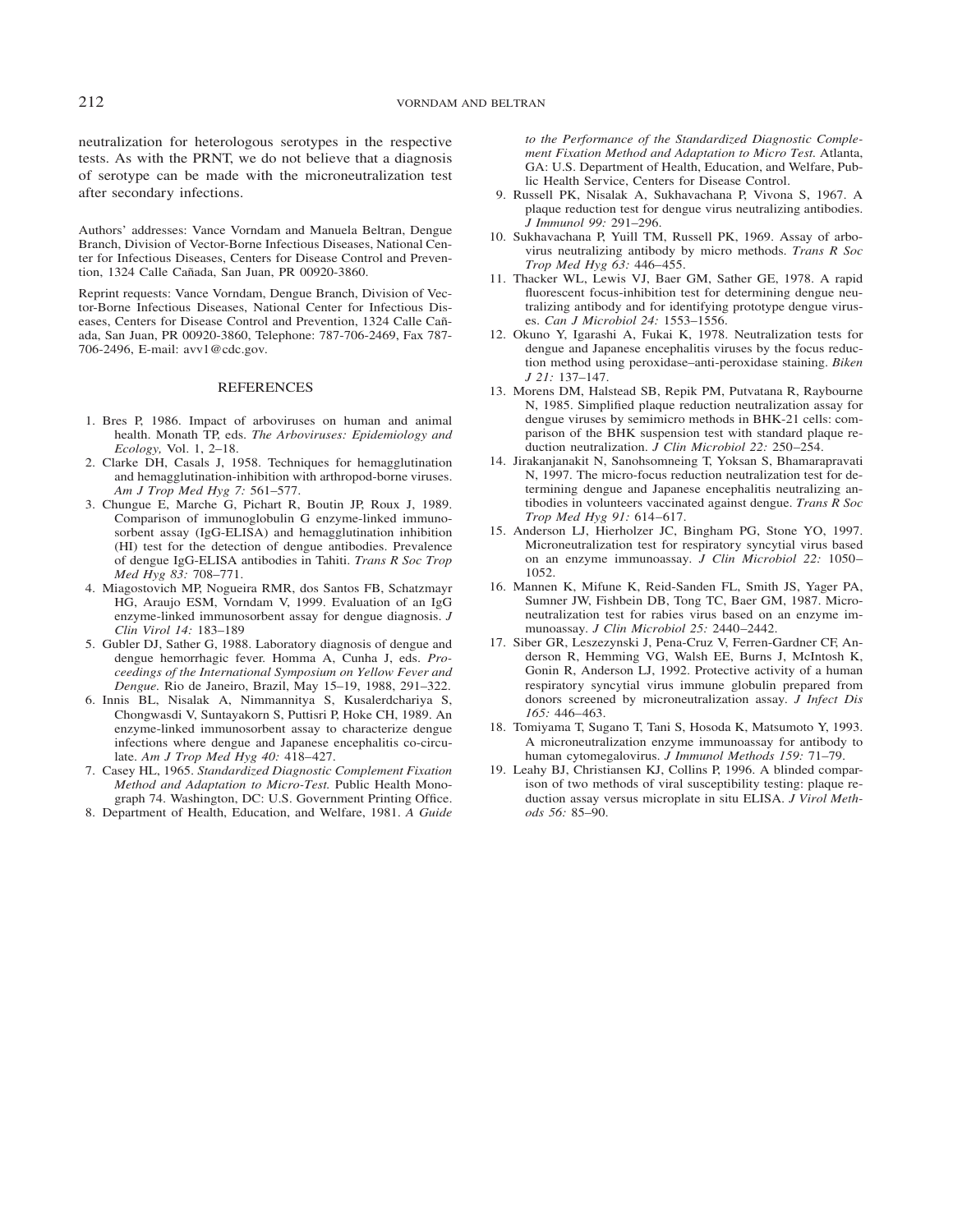neutralization for heterologous serotypes in the respective tests. As with the PRNT, we do not believe that a diagnosis of serotype can be made with the microneutralization test after secondary infections.

Authors' addresses: Vance Vorndam and Manuela Beltran, Dengue Branch, Division of Vector-Borne Infectious Diseases, National Center for Infectious Diseases, Centers for Disease Control and Prevention, 1324 Calle Cañada, San Juan, PR 00920-3860.

Reprint requests: Vance Vorndam, Dengue Branch, Division of Vector-Borne Infectious Diseases, National Center for Infectious Diseases, Centers for Disease Control and Prevention, 1324 Calle Cañada, San Juan, PR 00920-3860, Telephone: 787-706-2469, Fax 787-706-2496, E-mail: avv1@cdc.gov.

## REFERENCES

1. Bres P, 1986. Impact of arboviruses on human and animal health. Monath TP, eds. *The Arboviruses: Epidemiology and Ecology,* Vol. 1, 2–18.
2. Clarke DH, Casals J, 1958. Techniques for hemagglutination and hemagglutination-inhibition with arthropod-borne viruses. *Am J Trop Med Hyg 7:* 561–577.
3. Chungue E, Marche G, Pichart R, Boutin JP, Roux J, 1989. Comparison of immunoglobulin G enzyme-linked immunosorbent assay (IgG-ELISA) and hemagglutination inhibition (HI) test for the detection of dengue antibodies. Prevalence of dengue IgG-ELISA antibodies in Tahiti. *Trans R Soc Trop Med Hyg 83:* 708–771.
4. Miagostovich MP, Nogueira RMR, dos Santos FB, Schatzmayr HG, Araujo ESM, Vorndam V, 1999. Evaluation of an IgG enzyme-linked immunosorbent assay for dengue diagnosis. *J Clin Virol 14:* 183–189
5. Gubler DJ, Sather G, 1988. Laboratory diagnosis of dengue and dengue hemorrhagic fever. Homma A, Cunha J, eds. *Proceedings of the International Symposium on Yellow Fever and Dengue*. Rio de Janeiro, Brazil, May 15–19, 1988, 291–322.
6. Innis BL, Nisalak A, Nimmannitya S, Kusalerdchariya S, Chongwasdi V, Suntayakorn S, Puttisri P, Hoke CH, 1989. An enzyme-linked immunosorbent assay to characterize dengue infections where dengue and Japanese encephalitis co-circulate. *Am J Trop Med Hyg 40:* 418–427.
7. Casey HL, 1965. *Standardized Diagnostic Complement Fixation Method and Adaptation to Micro-Test.* Public Health Monograph 74. Washington, DC: U.S. Government Printing Office.
8. Department of Health, Education, and Welfare, 1981. *A Guide to the Performance of the Standardized Diagnostic Complement Fixation Method and Adaptation to Micro Test.* Atlanta, GA: U.S. Department of Health, Education, and Welfare, Public Health Service, Centers for Disease Control.
9. Russell PK, Nisalak A, Sukhavachana P, Vivona S, 1967. A plaque reduction test for dengue virus neutralizing antibodies. *J Immunol 99:* 291–296.
10. Sukhavachana P, Yuill TM, Russell PK, 1969. Assay of arbovirus neutralizing antibody by micro methods. *Trans R Soc Trop Med Hyg 63:* 446–455.
11. Thacker WL, Lewis VJ, Baer GM, Sather GE, 1978. A rapid fluorescent focus-inhibition test for determining dengue neutralizing antibody and for identifying prototype dengue viruses. *Can J Microbiol 24:* 1553–1556.
12. Okuno Y, Igarashi A, Fukai K, 1978. Neutralization tests for dengue and Japanese encephalitis viruses by the focus reduction method using peroxidase–anti-peroxidase staining. *Biken J 21:* 137–147.
13. Morens DM, Halstead SB, Repik PM, Putvatana R, Raybourne N, 1985. Simplified plaque reduction neutralization assay for dengue viruses by semimicro methods in BHK-21 cells: comparison of the BHK suspension test with standard plaque reduction neutralization. *J Clin Microbiol 22:* 250–254.
14. Jirakanjanakit N, Sanohsomneing T, Yoksan S, Bhamarapravati N, 1997. The micro-focus reduction neutralization test for determining dengue and Japanese encephalitis neutralizing antibodies in volunteers vaccinated against dengue. *Trans R Soc Trop Med Hyg 91:* 614–617.
15. Anderson LJ, Hierholzer JC, Bingham PG, Stone YO, 1997. Microneutralization test for respiratory syncytial virus based on an enzyme immunoassay. *J Clin Microbiol 22:* 1050–1052.
16. Mannen K, Mifune K, Reid-Sanden FL, Smith JS, Yager PA, Sumner JW, Fishbein DB, Tong TC, Baer GM, 1987. Microneutralization test for rabies virus based on an enzyme immunoassay. *J Clin Microbiol 25:* 2440–2442.
17. Siber GR, Leszezynski J, Pena-Cruz V, Ferren-Gardner CF, Anderson R, Hemming VG, Walsh EE, Burns J, McIntosh K, Gonin R, Anderson LJ, 1992. Protective activity of a human respiratory syncytial virus immune globulin prepared from donors screened by microneutralization assay. *J Infect Dis 165:* 446–463.
18. Tomiyama T, Sugano T, Tani S, Hosoda K, Matsumoto Y, 1993. A microneutralization enzyme immunoassay for antibody to human cytomegalovirus. *J Immunol Methods 159:* 71–79.
19. Leahy BJ, Christiansen KJ, Collins P, 1996. A blinded comparison of two methods of viral susceptibility testing: plaque reduction assay versus microplate in situ ELISA. *J Virol Methods 56:* 85–90.